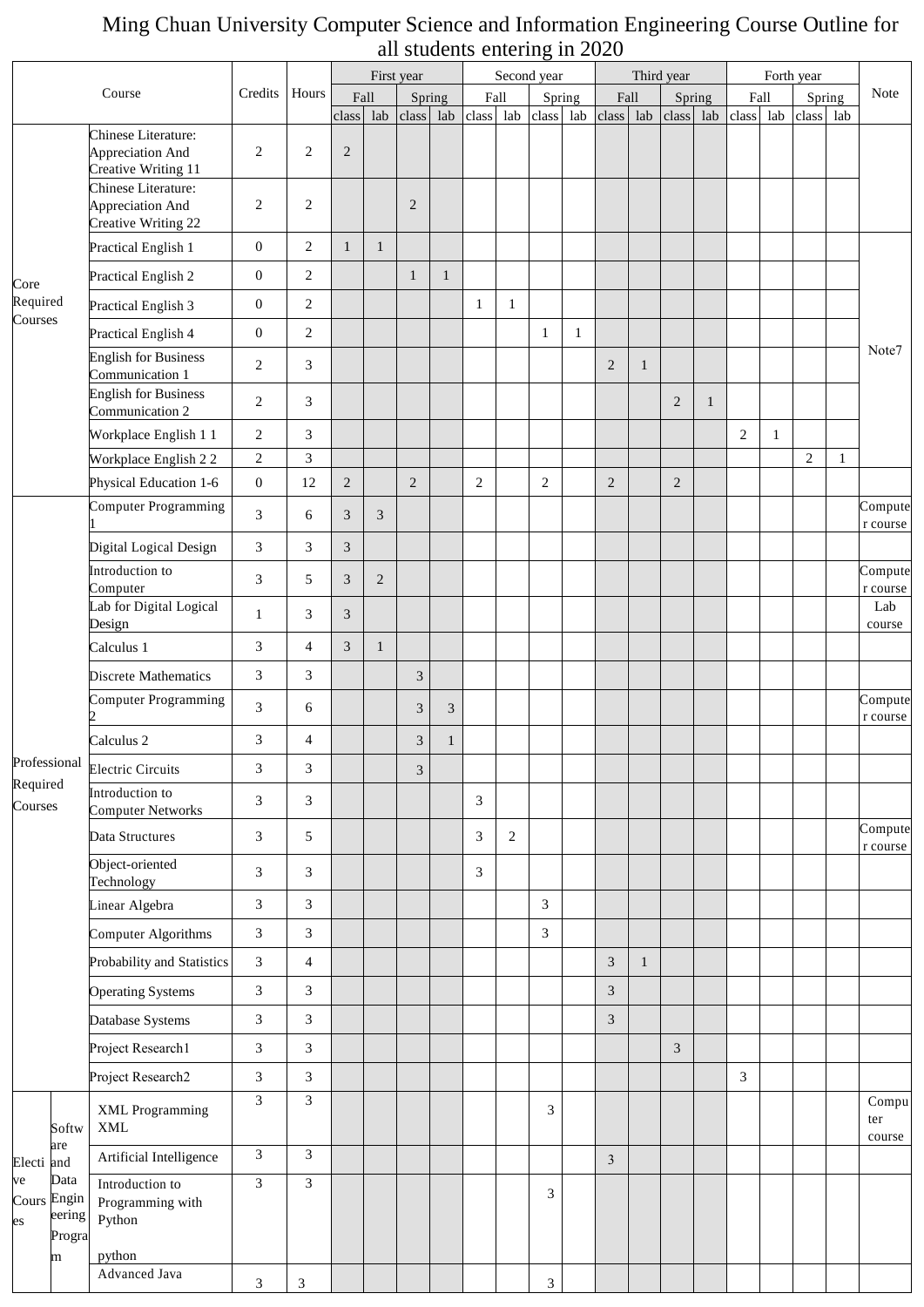# Ming Chuan University Computer Science and Information Engineering Course Outline for all students entering in 2020

| Course | | Credits | Hours | First year | | | | Second year | | | | Third year | | | | Forth year | | | | Note |
|---|---|---|---|---|---|---|---|---|---|---|---|---|---|---|---|---|---|---|---|---|
| | | | | Fall | | Spring | | Fall | | Spring | | Fall | | Spring | | Fall | | Spring | | |
| | | | | class | lab | class | lab | class | lab | class | lab | class | lab | class | lab | class | lab | class | lab | |
| Core Required Courses | Chinese Literature: Appreciation And Creative Writing 11 | 2 | 2 | 2 | | | | | | | | | | | | | | | | |
| | Chinese Literature: Appreciation And Creative Writing 22 | 2 | 2 | | | 2 | | | | | | | | | | | | | | |
| | Practical English 1 | 0 | 2 | 1 | 1 | | | | | | | | | | | | | | | Note7 |
| | Practical English 2 | 0 | 2 | | | 1 | 1 | | | | | | | | | | | | | |
| | Practical English 3 | 0 | 2 | | | | | 1 | 1 | | | | | | | | | | | |
| | Practical English 4 | 0 | 2 | | | | | | | 1 | 1 | | | | | | | | | |
| | English for Business Communication 1 | 2 | 3 | | | | | | | | | 2 | 1 | | | | | | | |
| | English for Business Communication 2 | 2 | 3 | | | | | | | | | | | 2 | 1 | | | | | |
| | Workplace English 1 1 | 2 | 3 | | | | | | | | | | | | | 2 | 1 | | | |
| | Workplace English 2 2 | 2 | 3 | | | | | | | | | | | | | | | 2 | 1 | |
| | Physical Education 1-6 | 0 | 12 | 2 | | 2 | | 2 | | 2 | | 2 | | 2 | | | | | | |
| Professional Required Courses | Computer Programming 1 | 3 | 6 | 3 | 3 | | | | | | | | | | | | | | | Computer course |
| | Digital Logical Design | 3 | 3 | 3 | | | | | | | | | | | | | | | | |
| | Introduction to Computer | 3 | 5 | 3 | 2 | | | | | | | | | | | | | | | Computer course |
| | Lab for Digital Logical Design | 1 | 3 | 3 | | | | | | | | | | | | | | | | Lab course |
| | Calculus 1 | 3 | 4 | 3 | 1 | | | | | | | | | | | | | | | |
| | Discrete Mathematics | 3 | 3 | | | 3 | | | | | | | | | | | | | | |
| | Computer Programming 2 | 3 | 6 | | | 3 | 3 | | | | | | | | | | | | | Computer course |
| | Calculus 2 | 3 | 4 | | | 3 | 1 | | | | | | | | | | | | | |
| | Electric Circuits | 3 | 3 | | | 3 | | | | | | | | | | | | | | |
| | Introduction to Computer Networks | 3 | 3 | | | | | 3 | | | | | | | | | | | | |
| | Data Structures | 3 | 5 | | | | | 3 | 2 | | | | | | | | | | | Computer course |
| | Object-oriented Technology | 3 | 3 | | | | | 3 | | | | | | | | | | | | |
| | Linear Algebra | 3 | 3 | | | | | | | 3 | | | | | | | | | | |
| | Computer Algorithms | 3 | 3 | | | | | | | 3 | | | | | | | | | | |
| | Probability and Statistics | 3 | 4 | | | | | | | | | 3 | 1 | | | | | | | |
| | Operating Systems | 3 | 3 | | | | | | | | | 3 | | | | | | | | |
| | Database Systems | 3 | 3 | | | | | | | | | 3 | | | | | | | | |
| | Project Research1 | 3 | 3 | | | | | | | | | | | 3 | | | | | | |
| | Project Research2 | 3 | 3 | | | | | | | | | | | | | 3 | | | | |
| Elective Courses – Software and Data Engineering Program | XML Programming XML | 3 | 3 | | | | | | | 3 | | | | | | | | | | Computer course |
| | Artificial Intelligence | 3 | 3 | | | | | | | | | 3 | | | | | | | | |
| | Introduction to Programming with Python python | 3 | 3 | | | | | | | 3 | | | | | | | | | | |
| | Advanced Java | 3 | 3 | | | | | | | 3 | | | | | | | | | | |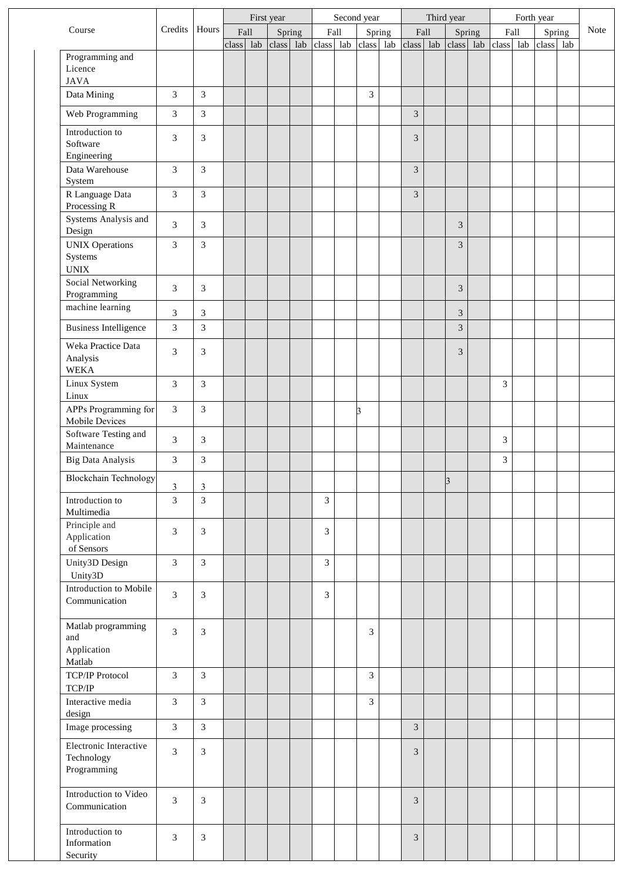| Course | Credits | Hours | First year | | | | Second year | | | | Third year | | | | Forth year | | | | Note |
|---|---|---|---|---|---|---|---|---|---|---|---|---|---|---|---|---|---|---|---|
| | | | Fall | | Spring | | Fall | | Spring | | Fall | | Spring | | Fall | | Spring | | |
| | | | class | lab | class | lab | class | lab | class | lab | class | lab | class | lab | class | lab | class | lab | |
| Programming and Licence JAVA | | | | | | | | | | | | | | | | | | | |
| Data Mining | 3 | 3 | | | | | | | 3 | | | | | | | | | | |
| Web Programming | 3 | 3 | | | | | | | | | 3 | | | | | | | | |
| Introduction to Software Engineering | 3 | 3 | | | | | | | | | 3 | | | | | | | | |
| Data Warehouse System | 3 | 3 | | | | | | | | | 3 | | | | | | | | |
| R Language Data Processing R | 3 | 3 | | | | | | | | | 3 | | | | | | | | |
| Systems Analysis and Design | 3 | 3 | | | | | | | | | | | 3 | | | | | | |
| UNIX Operations Systems UNIX | 3 | 3 | | | | | | | | | | | 3 | | | | | | |
| Social Networking Programming | 3 | 3 | | | | | | | | | | | 3 | | | | | | |
| machine learning | 3 | 3 | | | | | | | | | | | 3 | | | | | | |
| Business Intelligence | 3 | 3 | | | | | | | | | | | 3 | | | | | | |
| Weka Practice Data Analysis WEKA | 3 | 3 | | | | | | | | | | | 3 | | | | | | |
| Linux System Linux | 3 | 3 | | | | | | | | | | | | | 3 | | | | |
| APPs Programming for Mobile Devices | 3 | 3 | | | | | | | 3 | | | | | | | | | | |
| Software Testing and Maintenance | 3 | 3 | | | | | | | | | | | | | 3 | | | | |
| Big Data Analysis | 3 | 3 | | | | | | | | | | | | | 3 | | | | |
| Blockchain Technology | 3 | 3 | | | | | | | | | | | 3 | | | | | | |
| Introduction to Multimedia | 3 | 3 | | | | | 3 | | | | | | | | | | | | |
| Principle and Application of Sensors | 3 | 3 | | | | | 3 | | | | | | | | | | | | |
| Unity3D Design Unity3D | 3 | 3 | | | | | 3 | | | | | | | | | | | | |
| Introduction to Mobile Communication | 3 | 3 | | | | | 3 | | | | | | | | | | | | |
| Matlab programming and Application Matlab | 3 | 3 | | | | | | | 3 | | | | | | | | | | |
| TCP/IP Protocol TCP/IP | 3 | 3 | | | | | | | 3 | | | | | | | | | | |
| Interactive media design | 3 | 3 | | | | | | | 3 | | | | | | | | | | |
| Image processing | 3 | 3 | | | | | | | | | 3 | | | | | | | | |
| Electronic Interactive Technology Programming | 3 | 3 | | | | | | | | | 3 | | | | | | | | |
| Introduction to Video Communication | 3 | 3 | | | | | | | | | 3 | | | | | | | | |
| Introduction to Information Security | 3 | 3 | | | | | | | | | 3 | | | | | | | | |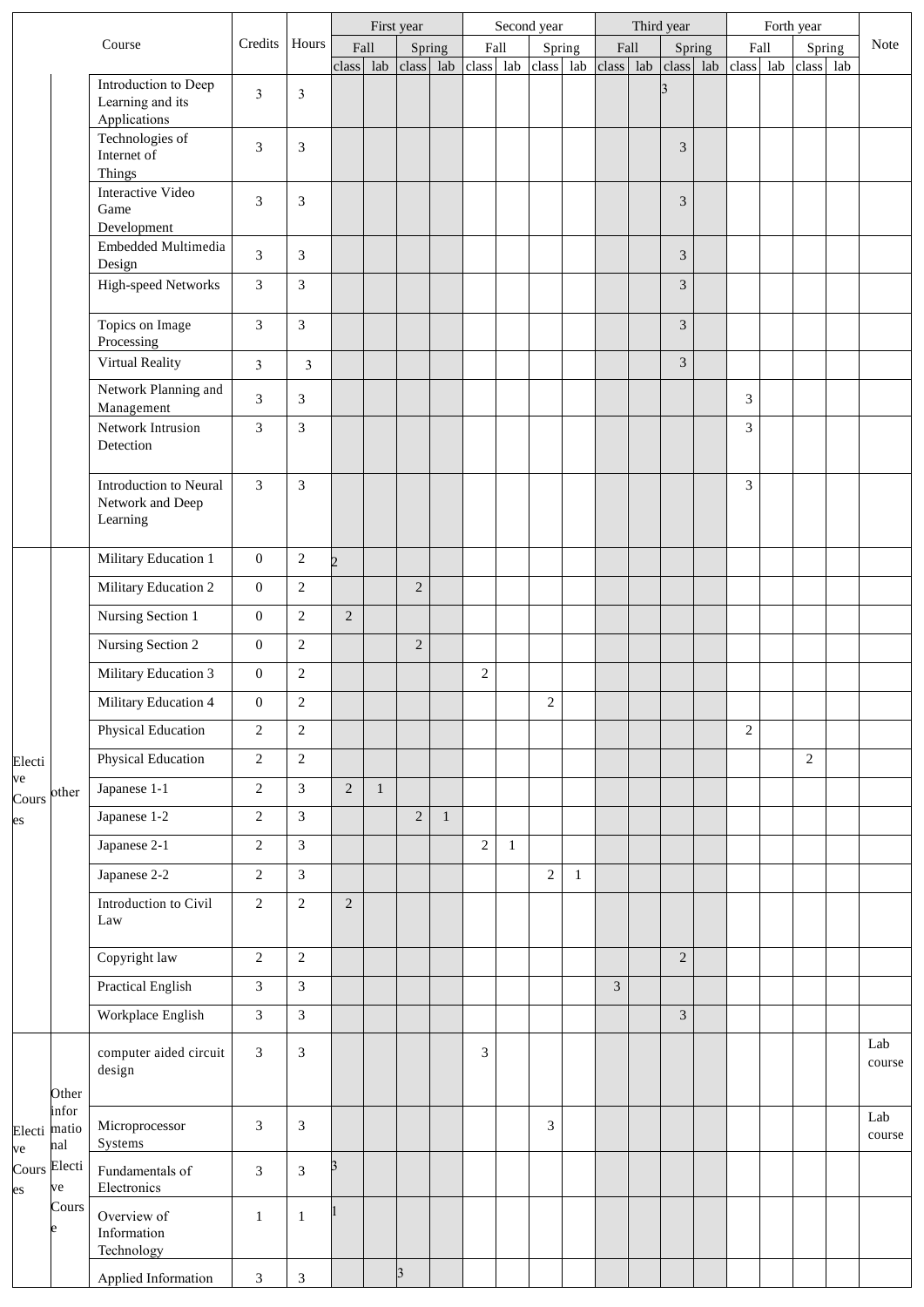| Course | | | Credits | Hours | First year | | | | Second year | | | | Third year | | | | Forth year | | | | Note |
|---|---|---|---|---|---|---|---|---|---|---|---|---|---|---|---|---|---|---|---|---|---|
| | | | | | Fall | | Spring | | Fall | | Spring | | Fall | | Spring | | Fall | | Spring | | |
| | | | | | class | lab | class | lab | class | lab | class | lab | class | lab | class | lab | class | lab | class | lab | |
| | | Introduction to Deep Learning and its Applications | 3 | 3 | | | | | | | | | | | 3 | | | | | | |
| | | Technologies of Internet of Things | 3 | 3 | | | | | | | | | | | 3 | | | | | | |
| | | Interactive Video Game Development | 3 | 3 | | | | | | | | | | | 3 | | | | | | |
| | | Embedded Multimedia Design | 3 | 3 | | | | | | | | | | | 3 | | | | | | |
| | | High-speed Networks | 3 | 3 | | | | | | | | | | | 3 | | | | | | |
| | | Topics on Image Processing | 3 | 3 | | | | | | | | | | | 3 | | | | | | |
| | | Virtual Reality | 3 | 3 | | | | | | | | | | | 3 | | | | | | |
| | | Network Planning and Management | 3 | 3 | | | | | | | | | | | | | 3 | | | | |
| | | Network Intrusion Detection | 3 | 3 | | | | | | | | | | | | | 3 | | | | |
| | | Introduction to Neural Network and Deep Learning | 3 | 3 | | | | | | | | | | | | | 3 | | | | |
| Elective Courses | other | Military Education 1 | 0 | 2 | 2 | | | | | | | | | | | | | | | | |
| | | Military Education 2 | 0 | 2 | | | 2 | | | | | | | | | | | | | | |
| | | Nursing Section 1 | 0 | 2 | 2 | | | | | | | | | | | | | | | | |
| | | Nursing Section 2 | 0 | 2 | | | 2 | | | | | | | | | | | | | | |
| | | Military Education 3 | 0 | 2 | | | | | 2 | | | | | | | | | | | | |
| | | Military Education 4 | 0 | 2 | | | | | | | 2 | | | | | | | | | | |
| | | Physical Education | 2 | 2 | | | | | | | | | | | | | 2 | | | | |
| | | Physical Education | 2 | 2 | | | | | | | | | | | | | | | 2 | | |
| | | Japanese 1-1 | 2 | 3 | 2 | 1 | | | | | | | | | | | | | | | |
| | | Japanese 1-2 | 2 | 3 | | | 2 | 1 | | | | | | | | | | | | | |
| | | Japanese 2-1 | 2 | 3 | | | | | 2 | 1 | | | | | | | | | | | |
| | | Japanese 2-2 | 2 | 3 | | | | | | | 2 | 1 | | | | | | | | | |
| | | Introduction to Civil Law | 2 | 2 | 2 | | | | | | | | | | | | | | | | |
| | | Copyright law | 2 | 2 | | | | | | | | | | | 2 | | | | | | |
| | | Practical English | 3 | 3 | | | | | | | | | 3 | | | | | | | | |
| | | Workplace English | 3 | 3 | | | | | | | | | | | 3 | | | | | | |
| Elective Courses | Other informational Elective Course | computer aided circuit design | 3 | 3 | | | | | 3 | | | | | | | | | | | | Lab course |
| | | Microprocessor Systems | 3 | 3 | | | | | | | 3 | | | | | | | | | | Lab course |
| | | Fundamentals of Electronics | 3 | 3 | 3 | | | | | | | | | | | | | | | | |
| | | Overview of Information Technology | 1 | 1 | 1 | | | | | | | | | | | | | | | | |
| | | Applied Information | 3 | 3 | | | 3 | | | | | | | | | | | | | | |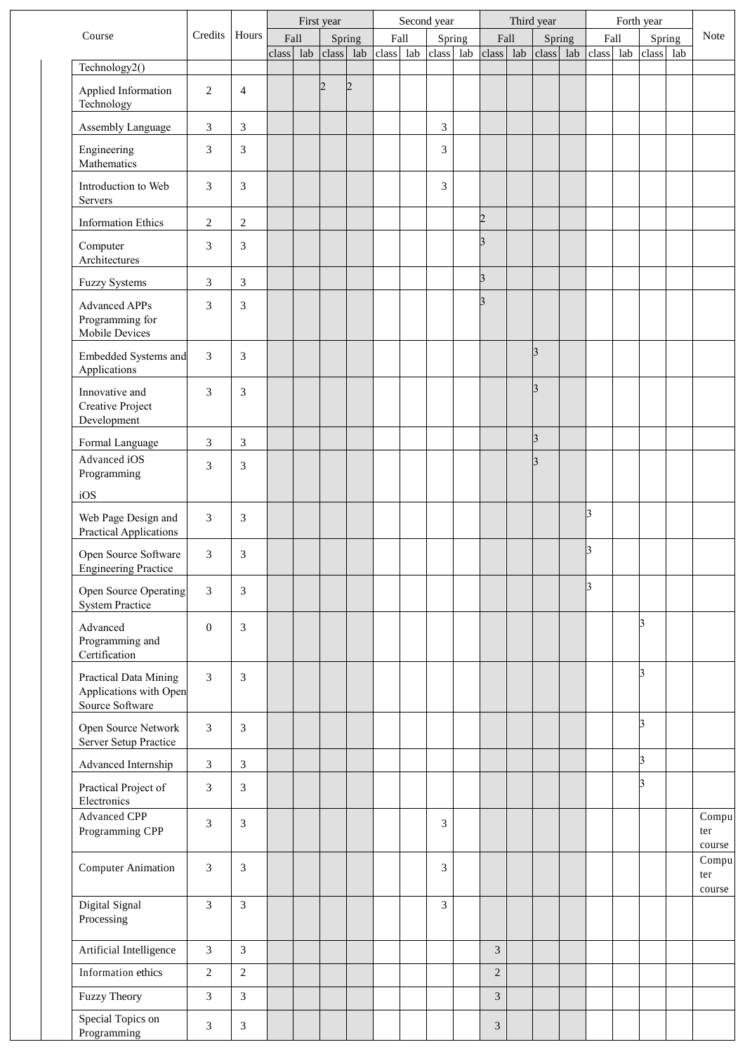| Course | Credits | Hours | First year | | | | Second year | | | | Third year | | | | Forth year | | | | Note |
|---|---|---|---|---|---|---|---|---|---|---|---|---|---|---|---|---|---|---|---|
| | | | Fall | | Spring | | Fall | | Spring | | Fall | | Spring | | Fall | | Spring | | |
| | | | class | lab | class | lab | class | lab | class | lab | class | lab | class | lab | class | lab | class | lab | |
| Technology2() | | | | | | | | | | | | | | | | | | | |
| Applied Information Technology | 2 | 4 | | | 2 | 2 | | | | | | | | | | | | | |
| Assembly Language | 3 | 3 | | | | | | | 3 | | | | | | | | | | |
| Engineering Mathematics | 3 | 3 | | | | | | | 3 | | | | | | | | | | |
| Introduction to Web Servers | 3 | 3 | | | | | | | 3 | | | | | | | | | | |
| Information Ethics | 2 | 2 | | | | | | | | | 2 | | | | | | | | |
| Computer Architectures | 3 | 3 | | | | | | | | | 3 | | | | | | | | |
| Fuzzy Systems | 3 | 3 | | | | | | | | | 3 | | | | | | | | |
| Advanced APPs Programming for Mobile Devices | 3 | 3 | | | | | | | | | 3 | | | | | | | | |
| Embedded Systems and Applications | 3 | 3 | | | | | | | | | | | 3 | | | | | | |
| Innovative and Creative Project Development | 3 | 3 | | | | | | | | | | | 3 | | | | | | |
| Formal Language | 3 | 3 | | | | | | | | | | | 3 | | | | | | |
| Advanced iOS Programming iOS | 3 | 3 | | | | | | | | | | | 3 | | | | | | |
| Web Page Design and Practical Applications | 3 | 3 | | | | | | | | | | | | | 3 | | | | |
| Open Source Software Engineering Practice | 3 | 3 | | | | | | | | | | | | | 3 | | | | |
| Open Source Operating System Practice | 3 | 3 | | | | | | | | | | | | | 3 | | | | |
| Advanced Programming and Certification | 0 | 3 | | | | | | | | | | | | | | | 3 | | |
| Practical Data Mining Applications with Open Source Software | 3 | 3 | | | | | | | | | | | | | | | 3 | | |
| Open Source Network Server Setup Practice | 3 | 3 | | | | | | | | | | | | | | | 3 | | |
| Advanced Internship | 3 | 3 | | | | | | | | | | | | | | | 3 | | |
| Practical Project of Electronics | 3 | 3 | | | | | | | | | | | | | | | 3 | | |
| Advanced CPP Programming CPP | 3 | 3 | | | | | | | 3 | | | | | | | | | | Computer course |
| Computer Animation | 3 | 3 | | | | | | | 3 | | | | | | | | | | Computer course |
| Digital Signal Processing | 3 | 3 | | | | | | | 3 | | | | | | | | | | |
| Artificial Intelligence | 3 | 3 | | | | | | | | | 3 | | | | | | | | |
| Information ethics | 2 | 2 | | | | | | | | | 2 | | | | | | | | |
| Fuzzy Theory | 3 | 3 | | | | | | | | | 3 | | | | | | | | |
| Special Topics on Programming | 3 | 3 | | | | | | | | | 3 | | | | | | | | |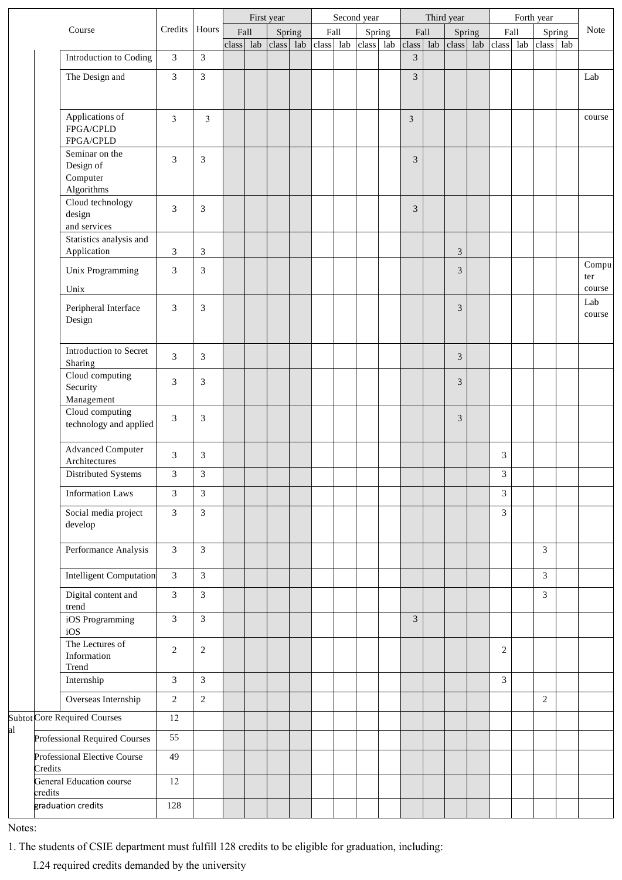| Course | | | Credits | Hours | First year | | | | Second year | | | | Third year | | | | Forth year | | | | Note |
|---|---|---|---|---|---|---|---|---|---|---|---|---|---|---|---|---|---|---|---|---|---|
| | | | | | Fall | | Spring | | Fall | | Spring | | Fall | | Spring | | Fall | | Spring | | |
| | | | | | class | lab | class | lab | class | lab | class | lab | class | lab | class | lab | class | lab | class | lab | |
| | | Introduction to Coding | 3 | 3 | | | | | | | | | 3 | | | | | | | | |
| | | The Design and | 3 | 3 | | | | | | | | | 3 | | | | | | | | Lab |
| | | Applications of FPGA/CPLD FPGA/CPLD | 3 | 3 | | | | | | | | | 3 | | | | | | | | course |
| | | Seminar on the Design of Computer Algorithms | 3 | 3 | | | | | | | | | 3 | | | | | | | | |
| | | Cloud technology design and services | 3 | 3 | | | | | | | | | 3 | | | | | | | | |
| | | Statistics analysis and Application | 3 | 3 | | | | | | | | | | | 3 | | | | | | |
| | | Unix Programming Unix | 3 | 3 | | | | | | | | | | | 3 | | | | | | Computer course |
| | | Peripheral Interface Design | 3 | 3 | | | | | | | | | | | 3 | | | | | | Lab course |
| | | Introduction to Secret Sharing | 3 | 3 | | | | | | | | | | | 3 | | | | | | |
| | | Cloud computing Security Management | 3 | 3 | | | | | | | | | | | 3 | | | | | | |
| | | Cloud computing technology and applied | 3 | 3 | | | | | | | | | | | 3 | | | | | | |
| | | Advanced Computer Architectures | 3 | 3 | | | | | | | | | | | | | 3 | | | | |
| | | Distributed Systems | 3 | 3 | | | | | | | | | | | | | 3 | | | | |
| | | Information Laws | 3 | 3 | | | | | | | | | | | | | 3 | | | | |
| | | Social media project develop | 3 | 3 | | | | | | | | | | | | | 3 | | | | |
| | | Performance Analysis | 3 | 3 | | | | | | | | | | | | | | | 3 | | |
| | | Intelligent Computation | 3 | 3 | | | | | | | | | | | | | | | 3 | | |
| | | Digital content and trend | 3 | 3 | | | | | | | | | | | | | | | 3 | | |
| | | iOS Programming iOS | 3 | 3 | | | | | | | | | 3 | | | | | | | | |
| | | The Lectures of Information Trend | 2 | 2 | | | | | | | | | | | | | 2 | | | | |
| | | Internship | 3 | 3 | | | | | | | | | | | | | 3 | | | | |
| | | Overseas Internship | 2 | 2 | | | | | | | | | | | | | | | 2 | | |
| Subtotal | Core Required Courses | | 12 | | | | | | | | | | | | | | | | | | |
| | Professional Required Courses | | 55 | | | | | | | | | | | | | | | | | | |
| | Professional Elective Course Credits | | 49 | | | | | | | | | | | | | | | | | | |
| | General Education course credits | | 12 | | | | | | | | | | | | | | | | | | |
| | graduation credits | | 128 | | | | | | | | | | | | | | | | | | |

Notes:

1. The students of CSIE department must fulfill 128 credits to be eligible for graduation, including:

   I.24 required credits demanded by the university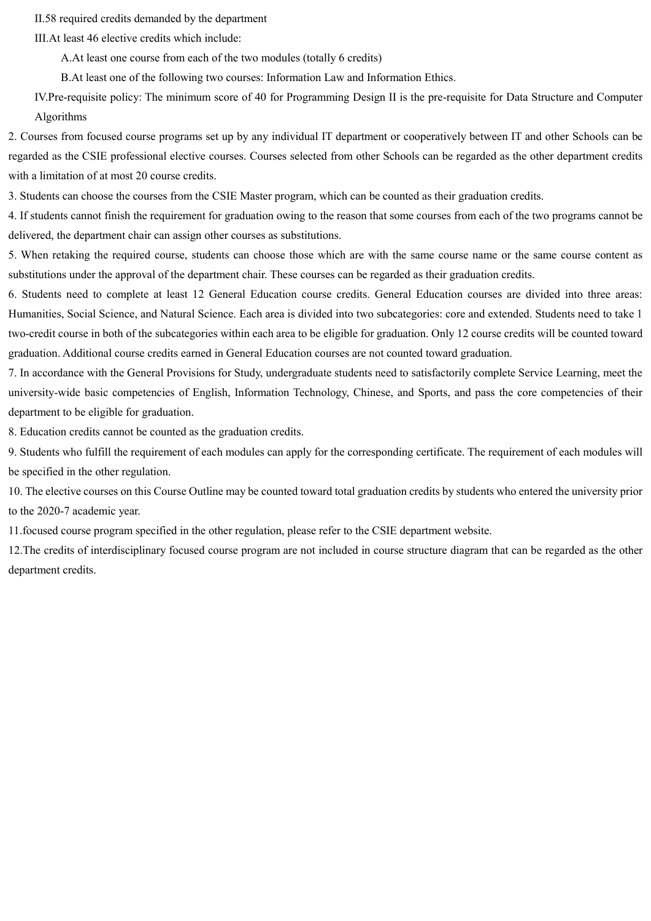II.58 required credits demanded by the department

III.At least 46 elective credits which include:

A.At least one course from each of the two modules (totally 6 credits)

B.At least one of the following two courses: Information Law and Information Ethics.

IV.Pre-requisite policy: The minimum score of 40 for Programming Design II is the pre-requisite for Data Structure and Computer Algorithms

2. Courses from focused course programs set up by any individual IT department or cooperatively between IT and other Schools can be regarded as the CSIE professional elective courses. Courses selected from other Schools can be regarded as the other department credits with a limitation of at most 20 course credits.

3. Students can choose the courses from the CSIE Master program, which can be counted as their graduation credits.

4. If students cannot finish the requirement for graduation owing to the reason that some courses from each of the two programs cannot be delivered, the department chair can assign other courses as substitutions.

5. When retaking the required course, students can choose those which are with the same course name or the same course content as substitutions under the approval of the department chair. These courses can be regarded as their graduation credits.

6. Students need to complete at least 12 General Education course credits. General Education courses are divided into three areas: Humanities, Social Science, and Natural Science. Each area is divided into two subcategories: core and extended. Students need to take 1 two-credit course in both of the subcategories within each area to be eligible for graduation. Only 12 course credits will be counted toward graduation. Additional course credits earned in General Education courses are not counted toward graduation.

7. In accordance with the General Provisions for Study, undergraduate students need to satisfactorily complete Service Learning, meet the university-wide basic competencies of English, Information Technology, Chinese, and Sports, and pass the core competencies of their department to be eligible for graduation.

8. Education credits cannot be counted as the graduation credits.

9. Students who fulfill the requirement of each modules can apply for the corresponding certificate. The requirement of each modules will be specified in the other regulation.

10. The elective courses on this Course Outline may be counted toward total graduation credits by students who entered the university prior to the 2020-7 academic year.

11.focused course program specified in the other regulation, please refer to the CSIE department website.

12.The credits of interdisciplinary focused course program are not included in course structure diagram that can be regarded as the other department credits.